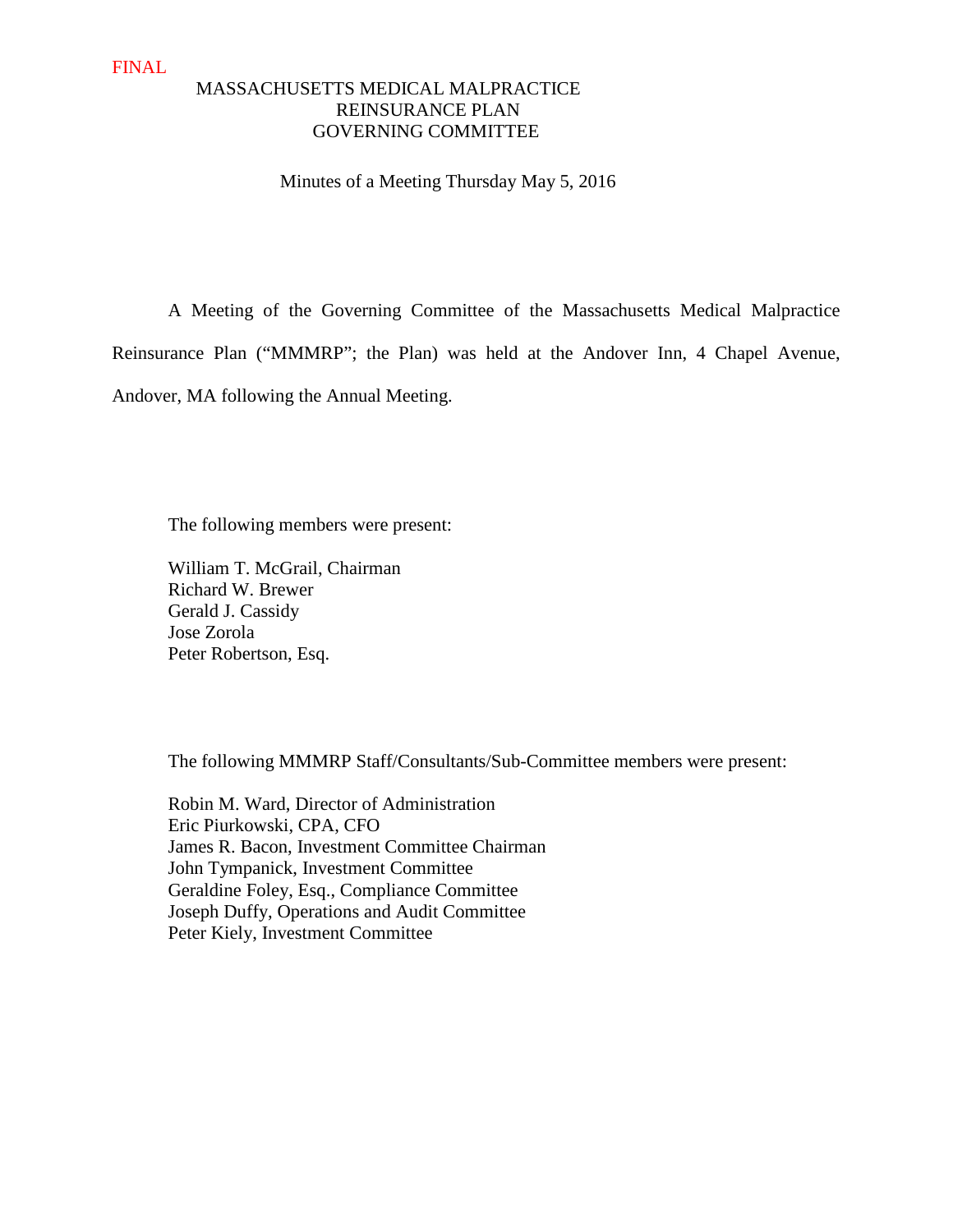FINAL

# MASSACHUSETTS MEDICAL MALPRACTICE REINSURANCE PLAN GOVERNING COMMITTEE

Minutes of a Meeting Thursday May 5, 2016

A Meeting of the Governing Committee of the Massachusetts Medical Malpractice Reinsurance Plan ("MMMRP"; the Plan) was held at the Andover Inn, 4 Chapel Avenue, Andover, MA following the Annual Meeting.

The following members were present:

William T. McGrail, Chairman
Richard W. Brewer
Gerald J. Cassidy
Jose Zorola
Peter Robertson, Esq.

The following MMMRP Staff/Consultants/Sub-Committee members were present:

Robin M. Ward, Director of Administration
Eric Piurkowski, CPA, CFO
James R. Bacon, Investment Committee Chairman
John Tympanick, Investment Committee
Geraldine Foley, Esq., Compliance Committee
Joseph Duffy, Operations and Audit Committee
Peter Kiely, Investment Committee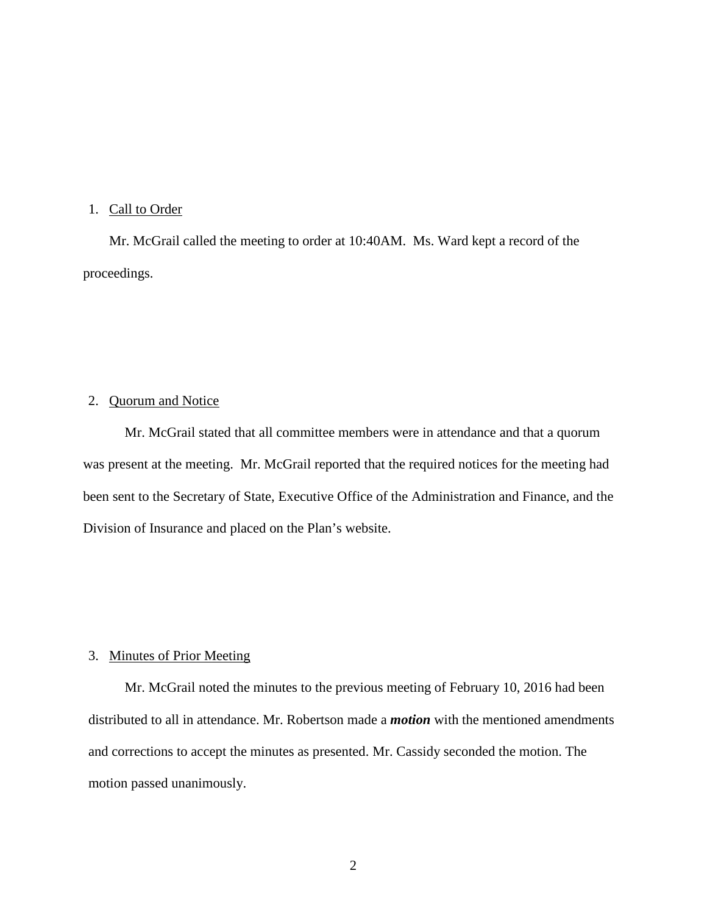1. Call to Order

Mr. McGrail called the meeting to order at 10:40AM. Ms. Ward kept a record of the proceedings.

2. Quorum and Notice

Mr. McGrail stated that all committee members were in attendance and that a quorum was present at the meeting. Mr. McGrail reported that the required notices for the meeting had been sent to the Secretary of State, Executive Office of the Administration and Finance, and the Division of Insurance and placed on the Plan's website.

3. Minutes of Prior Meeting

Mr. McGrail noted the minutes to the previous meeting of February 10, 2016 had been distributed to all in attendance. Mr. Robertson made a ***motion*** with the mentioned amendments and corrections to accept the minutes as presented. Mr. Cassidy seconded the motion. The motion passed unanimously.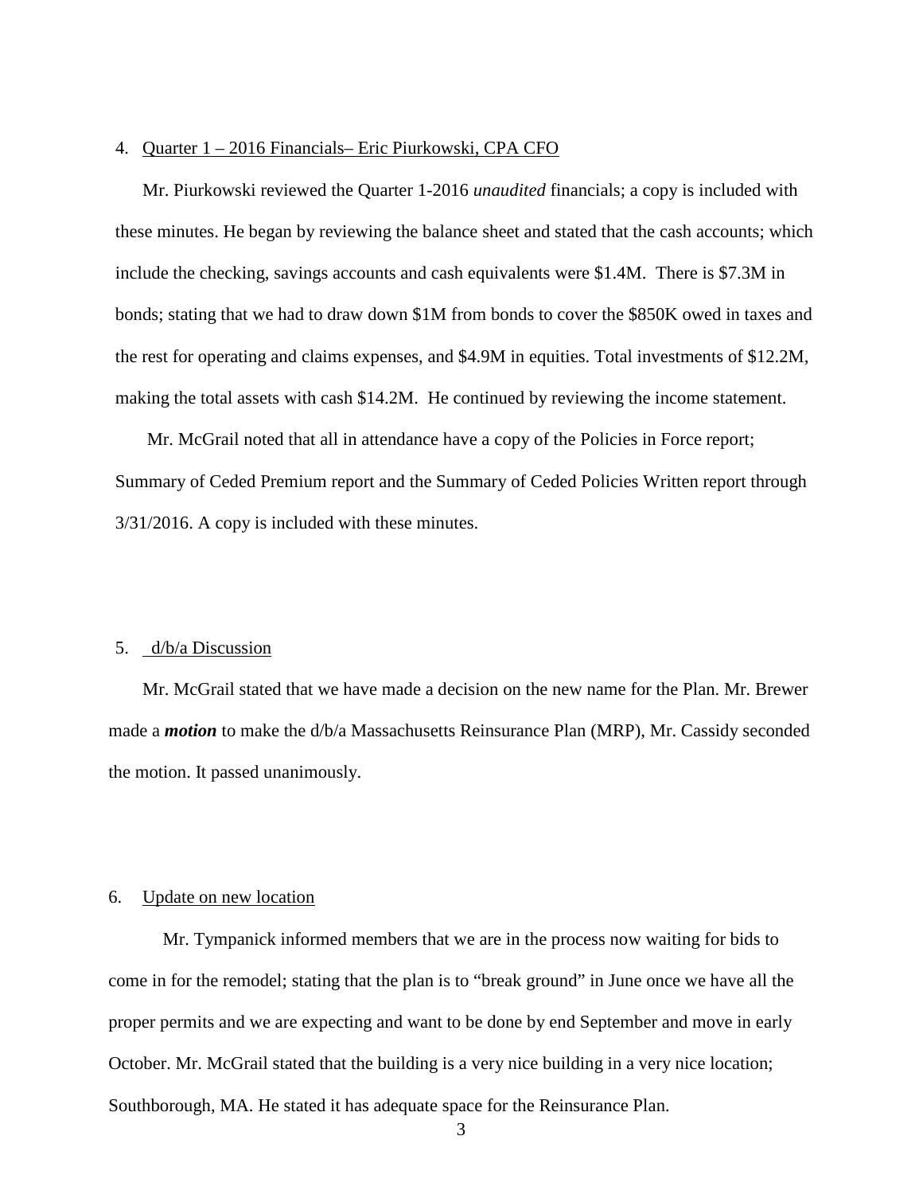4. Quarter 1 – 2016 Financials– Eric Piurkowski, CPA CFO

Mr. Piurkowski reviewed the Quarter 1-2016 *unaudited* financials; a copy is included with these minutes. He began by reviewing the balance sheet and stated that the cash accounts; which include the checking, savings accounts and cash equivalents were $1.4M. There is $7.3M in bonds; stating that we had to draw down $1M from bonds to cover the $850K owed in taxes and the rest for operating and claims expenses, and $4.9M in equities. Total investments of $12.2M, making the total assets with cash $14.2M. He continued by reviewing the income statement.

Mr. McGrail noted that all in attendance have a copy of the Policies in Force report; Summary of Ceded Premium report and the Summary of Ceded Policies Written report through 3/31/2016. A copy is included with these minutes.

5. d/b/a Discussion

Mr. McGrail stated that we have made a decision on the new name for the Plan. Mr. Brewer made a ***motion*** to make the d/b/a Massachusetts Reinsurance Plan (MRP), Mr. Cassidy seconded the motion. It passed unanimously.

6. Update on new location

Mr. Tympanick informed members that we are in the process now waiting for bids to come in for the remodel; stating that the plan is to "break ground" in June once we have all the proper permits and we are expecting and want to be done by end September and move in early October. Mr. McGrail stated that the building is a very nice building in a very nice location; Southborough, MA. He stated it has adequate space for the Reinsurance Plan.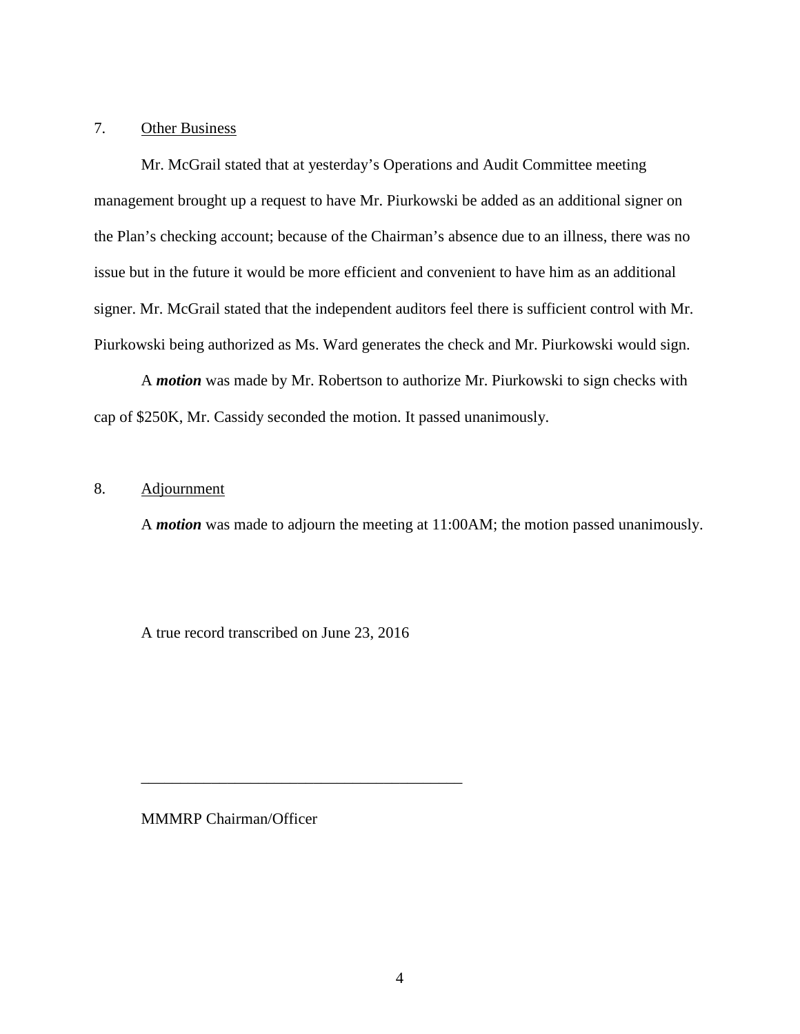7. <u>Other Business</u>

Mr. McGrail stated that at yesterday's Operations and Audit Committee meeting management brought up a request to have Mr. Piurkowski be added as an additional signer on the Plan's checking account; because of the Chairman's absence due to an illness, there was no issue but in the future it would be more efficient and convenient to have him as an additional signer. Mr. McGrail stated that the independent auditors feel there is sufficient control with Mr. Piurkowski being authorized as Ms. Ward generates the check and Mr. Piurkowski would sign.

A ***motion*** was made by Mr. Robertson to authorize Mr. Piurkowski to sign checks with cap of $250K, Mr. Cassidy seconded the motion. It passed unanimously.

8. <u>Adjournment</u>

A ***motion*** was made to adjourn the meeting at 11:00AM; the motion passed unanimously.

A true record transcribed on June 23, 2016

\_\_\_\_\_\_\_\_\_\_\_\_\_\_\_\_\_\_\_\_\_\_\_\_\_\_\_\_\_\_\_\_\_\_\_\_\_\_\_\_

MMMRP Chairman/Officer